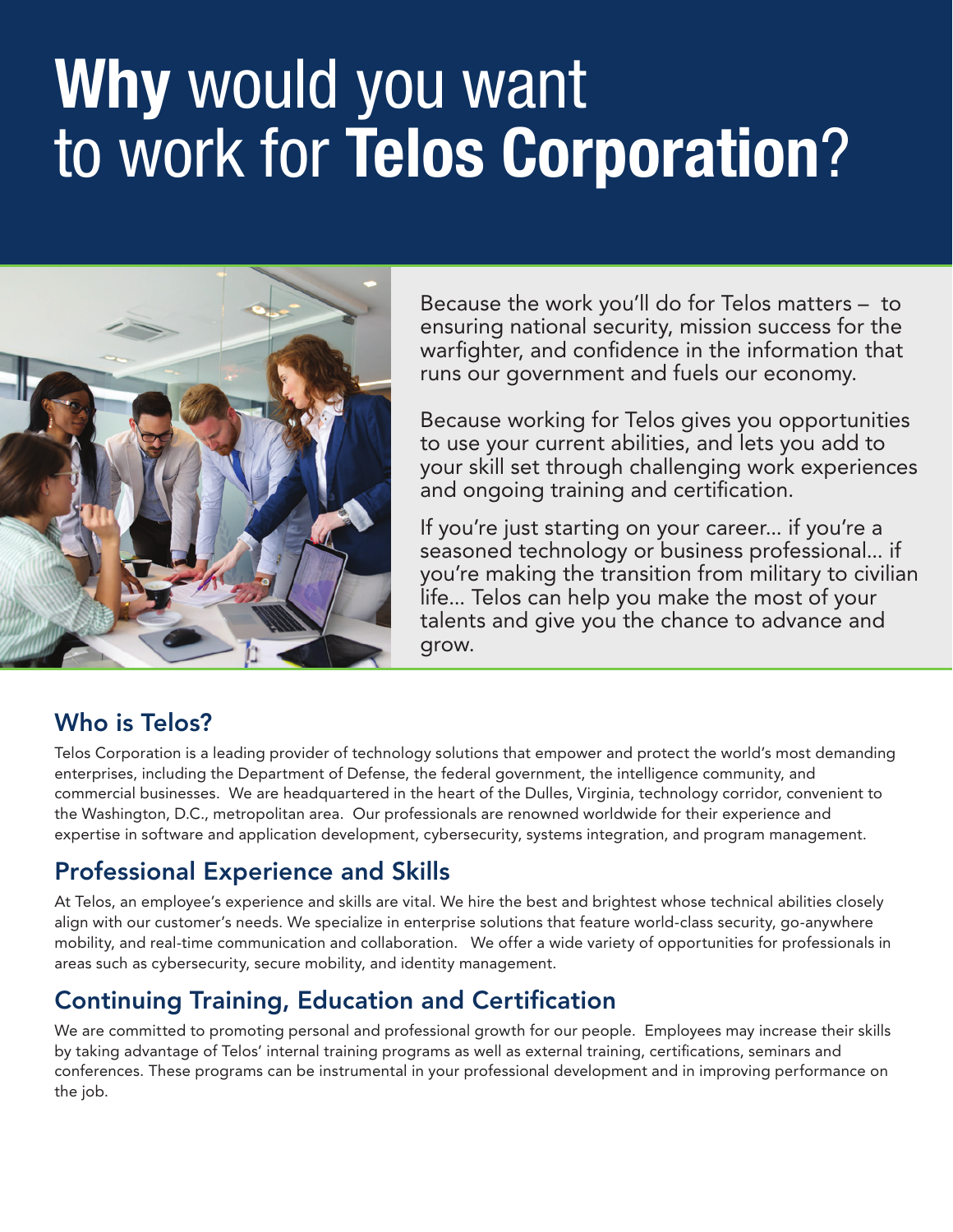# **Why** would you want to work for **Telos Corporation**?

Because the work you'll do for Telos matters – to ensuring national security, mission success for the warfighter, and confidence in the information that runs our government and fuels our economy.

Because working for Telos gives you opportunities to use your current abilities, and lets you add to your skill set through challenging work experiences and ongoing training and certification.

If you're just starting on your career... if you're a seasoned technology or business professional... if you're making the transition from military to civilian life... Telos can help you make the most of your talents and give you the chance to advance and grow.

## Who is Telos?

Telos Corporation is a leading provider of technology solutions that empower and protect the world's most demanding enterprises, including the Department of Defense, the federal government, the intelligence community, and commercial businesses. We are headquartered in the heart of the Dulles, Virginia, technology corridor, convenient to the Washington, D.C., metropolitan area. Our professionals are renowned worldwide for their experience and expertise in software and application development, cybersecurity, systems integration, and program management.

## Professional Experience and Skills

At Telos, an employee's experience and skills are vital. We hire the best and brightest whose technical abilities closely align with our customer's needs. We specialize in enterprise solutions that feature world-class security, go-anywhere mobility, and real-time communication and collaboration. We offer a wide variety of opportunities for professionals in areas such as cybersecurity, secure mobility, and identity management.

## Continuing Training, Education and Certification

We are committed to promoting personal and professional growth for our people. Employees may increase their skills by taking advantage of Telos' internal training programs as well as external training, certifications, seminars and conferences. These programs can be instrumental in your professional development and in improving performance on the job.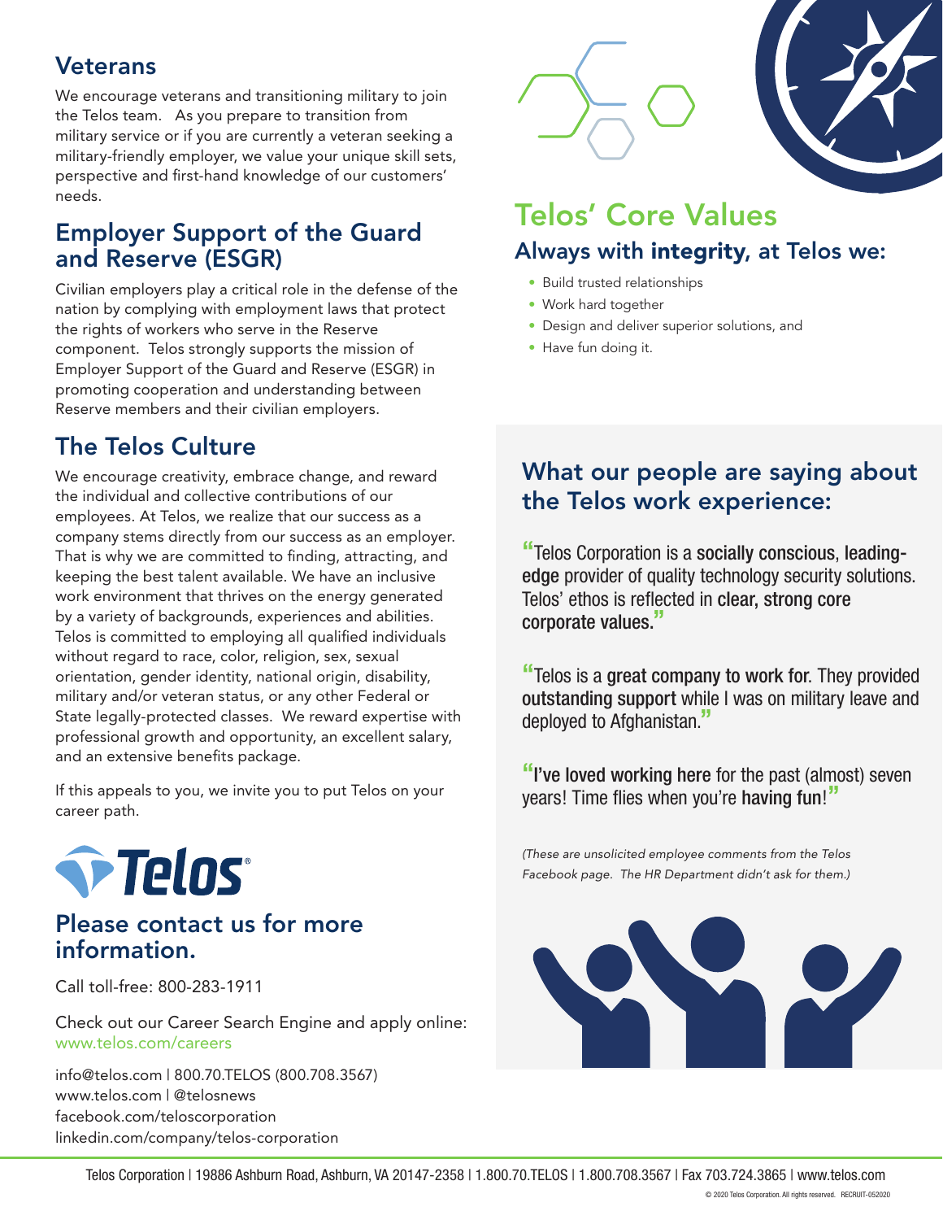## Veterans

We encourage veterans and transitioning military to join the Telos team. As you prepare to transition from military service or if you are currently a veteran seeking a military-friendly employer, we value your unique skill sets, perspective and first-hand knowledge of our customers' needs.

## Employer Support of the Guard and Reserve (ESGR)

Civilian employers play a critical role in the defense of the nation by complying with employment laws that protect the rights of workers who serve in the Reserve component. Telos strongly supports the mission of Employer Support of the Guard and Reserve (ESGR) in promoting cooperation and understanding between Reserve members and their civilian employers.

## The Telos Culture

We encourage creativity, embrace change, and reward the individual and collective contributions of our employees. At Telos, we realize that our success as a company stems directly from our success as an employer. That is why we are committed to finding, attracting, and keeping the best talent available. We have an inclusive work environment that thrives on the energy generated by a variety of backgrounds, experiences and abilities. Telos is committed to employing all qualified individuals without regard to race, color, religion, sex, sexual orientation, gender identity, national origin, disability, military and/or veteran status, or any other Federal or State legally-protected classes. We reward expertise with professional growth and opportunity, an excellent salary, and an extensive benefits package.

If this appeals to you, we invite you to put Telos on your career path.

Telos®

## Please contact us for more information.

Call toll-free: 800-283-1911

Check out our Career Search Engine and apply online:
www.telos.com/careers

info@telos.com | 800.70.TELOS (800.708.3567)
www.telos.com | @telosnews
facebook.com/teloscorporation
linkedin.com/company/telos-corporation

## Telos' Core Values

### Always with **integrity**, at Telos we:

- Build trusted relationships
- Work hard together
- Design and deliver superior solutions, and
- Have fun doing it.

## What our people are saying about the Telos work experience:

"Telos Corporation is a **socially conscious**, **leading-edge** provider of quality technology security solutions. Telos' ethos is reflected in **clear, strong core corporate values.**"

"Telos is a **great company to work for**. They provided **outstanding support** while I was on military leave and deployed to Afghanistan."

"**I've loved working here** for the past (almost) seven years! Time flies when you're **having fun**!"

*(These are unsolicited employee comments from the Telos Facebook page. The HR Department didn't ask for them.)*

Telos Corporation | 19886 Ashburn Road, Ashburn, VA 20147-2358 | 1.800.70.TELOS | 1.800.708.3567 | Fax 703.724.3865 | www.telos.com

© 2020 Telos Corporation. All rights reserved. RECRUIT-052020